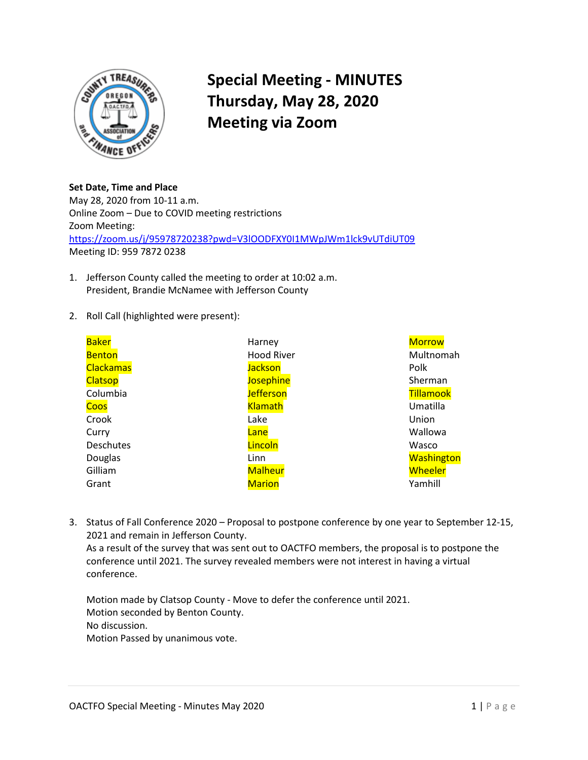# Special Meeting - MINUTES
# Thursday, May 28, 2020
# Meeting via Zoom

**Set Date, Time and Place**
May 28, 2020 from 10-11 a.m.
Online Zoom – Due to COVID meeting restrictions
Zoom Meeting:
https://zoom.us/j/95978720238?pwd=V3lOODFXY0I1MWpJWm1lck9vUTdiUT09
Meeting ID: 959 7872 0238

1. Jefferson County called the meeting to order at 10:02 a.m.
   President, Brandie McNamee with Jefferson County

2. Roll Call (highlighted were present):

| | | |
|---|---|---|
| **Baker** | Harney | **Morrow** |
| **Benton** | Hood River | Multnomah |
| **Clackamas** | **Jackson** | Polk |
| **Clatsop** | **Josephine** | Sherman |
| Columbia | **Jefferson** | **Tillamook** |
| **Coos** | **Klamath** | Umatilla |
| Crook | Lake | Union |
| Curry | **Lane** | Wallowa |
| Deschutes | **Lincoln** | Wasco |
| Douglas | Linn | **Washington** |
| Gilliam | **Malheur** | **Wheeler** |
| Grant | **Marion** | Yamhill |

3. Status of Fall Conference 2020 – Proposal to postpone conference by one year to September 12-15, 2021 and remain in Jefferson County.
   As a result of the survey that was sent out to OACTFO members, the proposal is to postpone the conference until 2021. The survey revealed members were not interest in having a virtual conference.

   Motion made by Clatsop County - Move to defer the conference until 2021.
   Motion seconded by Benton County.
   No discussion.
   Motion Passed by unanimous vote.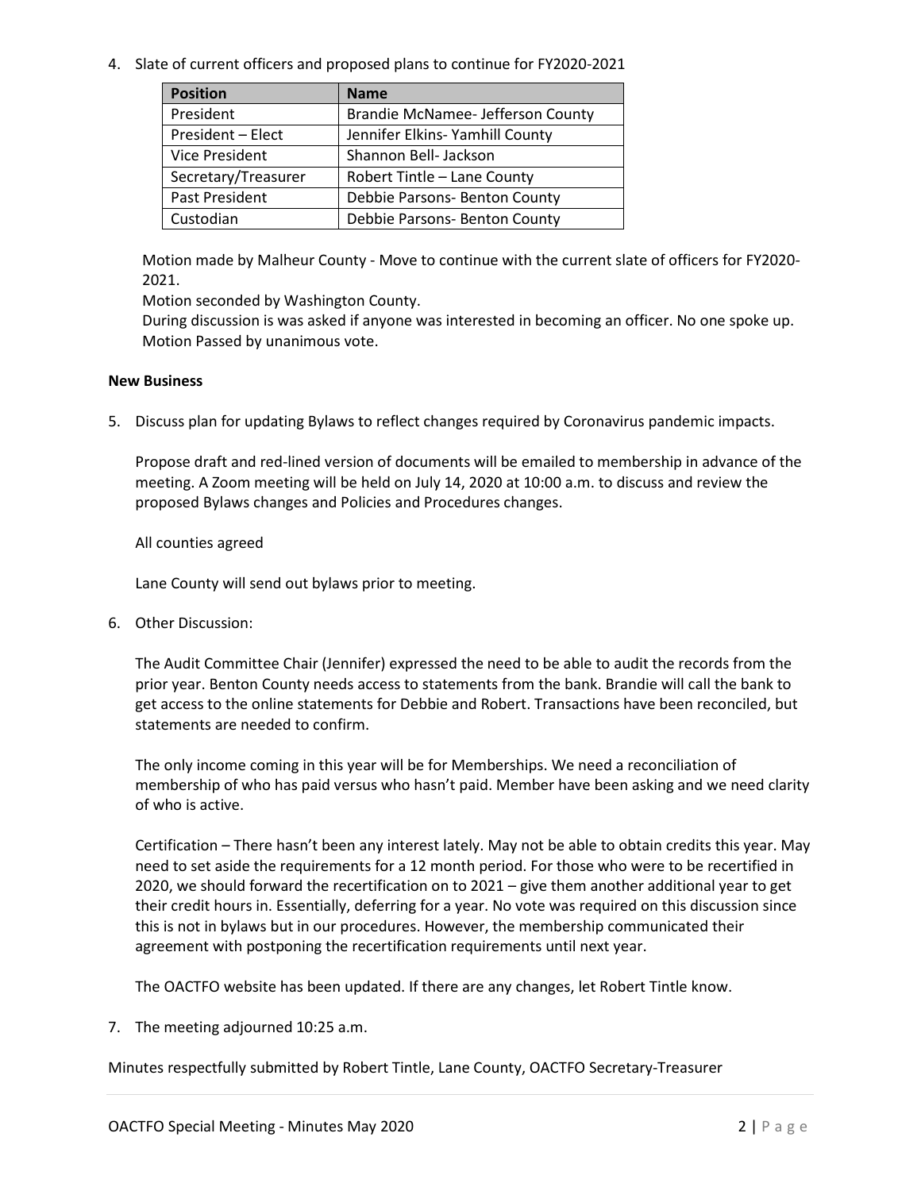4. Slate of current officers and proposed plans to continue for FY2020-2021

| Position | Name |
| --- | --- |
| President | Brandie McNamee- Jefferson County |
| President – Elect | Jennifer Elkins- Yamhill County |
| Vice President | Shannon Bell- Jackson |
| Secretary/Treasurer | Robert Tintle – Lane County |
| Past President | Debbie Parsons- Benton County |
| Custodian | Debbie Parsons- Benton County |

Motion made by Malheur County - Move to continue with the current slate of officers for FY2020-2021.
Motion seconded by Washington County.
During discussion is was asked if anyone was interested in becoming an officer. No one spoke up.
Motion Passed by unanimous vote.

**New Business**

5. Discuss plan for updating Bylaws to reflect changes required by Coronavirus pandemic impacts.

   Propose draft and red-lined version of documents will be emailed to membership in advance of the meeting. A Zoom meeting will be held on July 14, 2020 at 10:00 a.m. to discuss and review the proposed Bylaws changes and Policies and Procedures changes.

   All counties agreed

   Lane County will send out bylaws prior to meeting.

6. Other Discussion:

   The Audit Committee Chair (Jennifer) expressed the need to be able to audit the records from the prior year. Benton County needs access to statements from the bank. Brandie will call the bank to get access to the online statements for Debbie and Robert. Transactions have been reconciled, but statements are needed to confirm.

   The only income coming in this year will be for Memberships. We need a reconciliation of membership of who has paid versus who hasn't paid. Member have been asking and we need clarity of who is active.

   Certification – There hasn't been any interest lately. May not be able to obtain credits this year. May need to set aside the requirements for a 12 month period. For those who were to be recertified in 2020, we should forward the recertification on to 2021 – give them another additional year to get their credit hours in. Essentially, deferring for a year. No vote was required on this discussion since this is not in bylaws but in our procedures. However, the membership communicated their agreement with postponing the recertification requirements until next year.

   The OACTFO website has been updated. If there are any changes, let Robert Tintle know.

7. The meeting adjourned 10:25 a.m.

Minutes respectfully submitted by Robert Tintle, Lane County, OACTFO Secretary-Treasurer